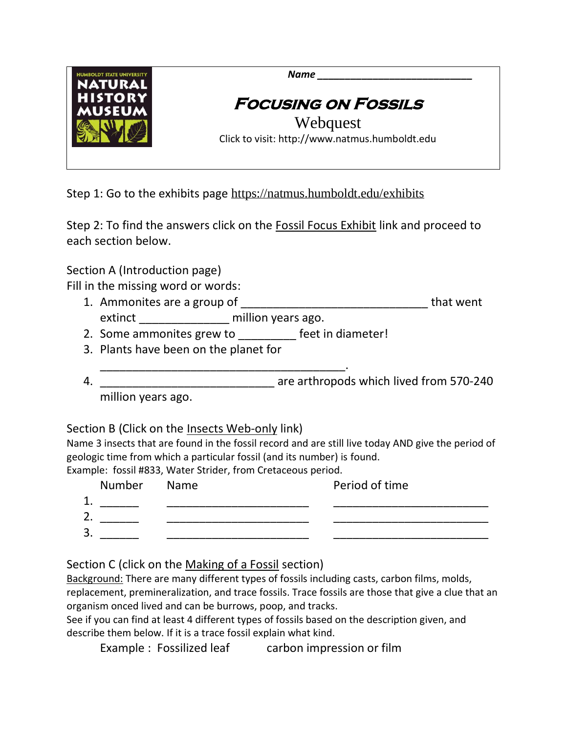HUMBOLDT STATE UNIVERSITY NATURAL HISTORY MUSEUM

***Name*** ______________________________

# Focusing on Fossils

Webquest

Click to visit: http://www.natmus.humboldt.edu

Step 1: Go to the exhibits page https://natmus.humboldt.edu/exhibits

Step 2: To find the answers click on the Fossil Focus Exhibit link and proceed to each section below.

Section A (Introduction page)

Fill in the missing word or words:

1. Ammonites are a group of ____________________________ that went extinct _____________ million years ago.
2. Some ammonites grew to _________ feet in diameter!
3. Plants have been on the planet for _____________________________________.
4. __________________________ are arthropods which lived from 570-240 million years ago.

Section B (Click on the Insects Web-only link)

Name 3 insects that are found in the fossil record and are still live today AND give the period of geologic time from which a particular fossil (and its number) is found.

Example: fossil #833, Water Strider, from Cretaceous period.

| | Number | Name | Period of time |
|---|---|---|---|
| 1. | ______ | ______________________ | ________________________ |
| 2. | ______ | ______________________ | ________________________ |
| 3. | ______ | ______________________ | ________________________ |

Section C (click on the Making of a Fossil section)

Background: There are many different types of fossils including casts, carbon films, molds, replacement, premineralization, and trace fossils. Trace fossils are those that give a clue that an organism onced lived and can be burrows, poop, and tracks.

See if you can find at least 4 different types of fossils based on the description given, and describe them below. If it is a trace fossil explain what kind.

Example : Fossilized leaf carbon impression or film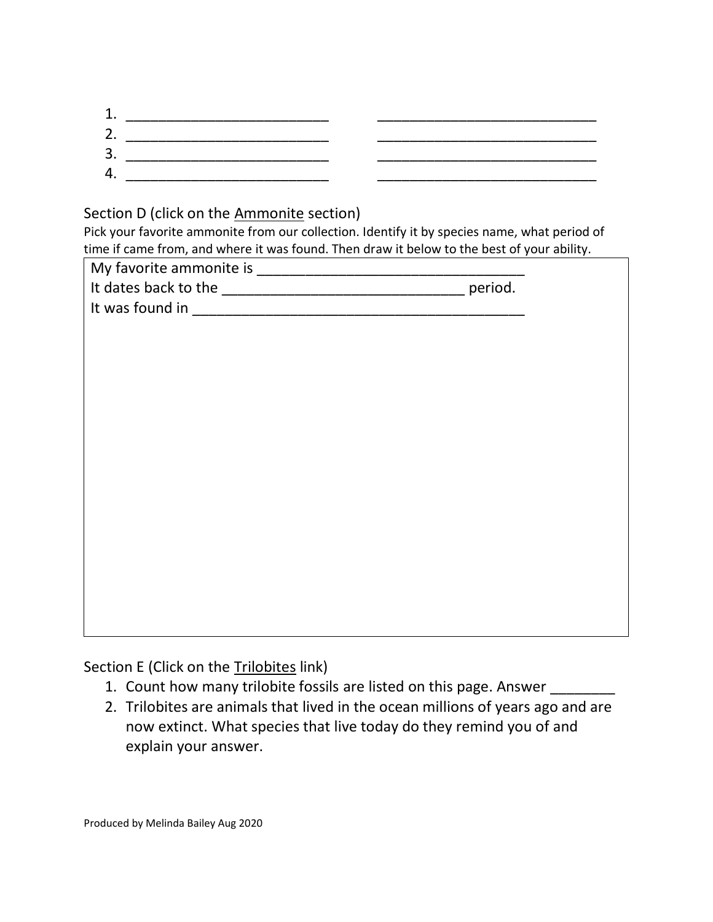1. __________________________ ____________________________
2. __________________________ ____________________________
3. __________________________ ____________________________
4. __________________________ ____________________________

Section D (click on the Ammonite section)

Pick your favorite ammonite from our collection. Identify it by species name, what period of time if came from, and where it was found. Then draw it below to the best of your ability.

My favorite ammonite is __________________________________

It dates back to the _______________________________ period.

It was found in __________________________________________

Section E (Click on the Trilobites link)

1. Count how many trilobite fossils are listed on this page. Answer ________
2. Trilobites are animals that lived in the ocean millions of years ago and are now extinct. What species that live today do they remind you of and explain your answer.

Produced by Melinda Bailey Aug 2020